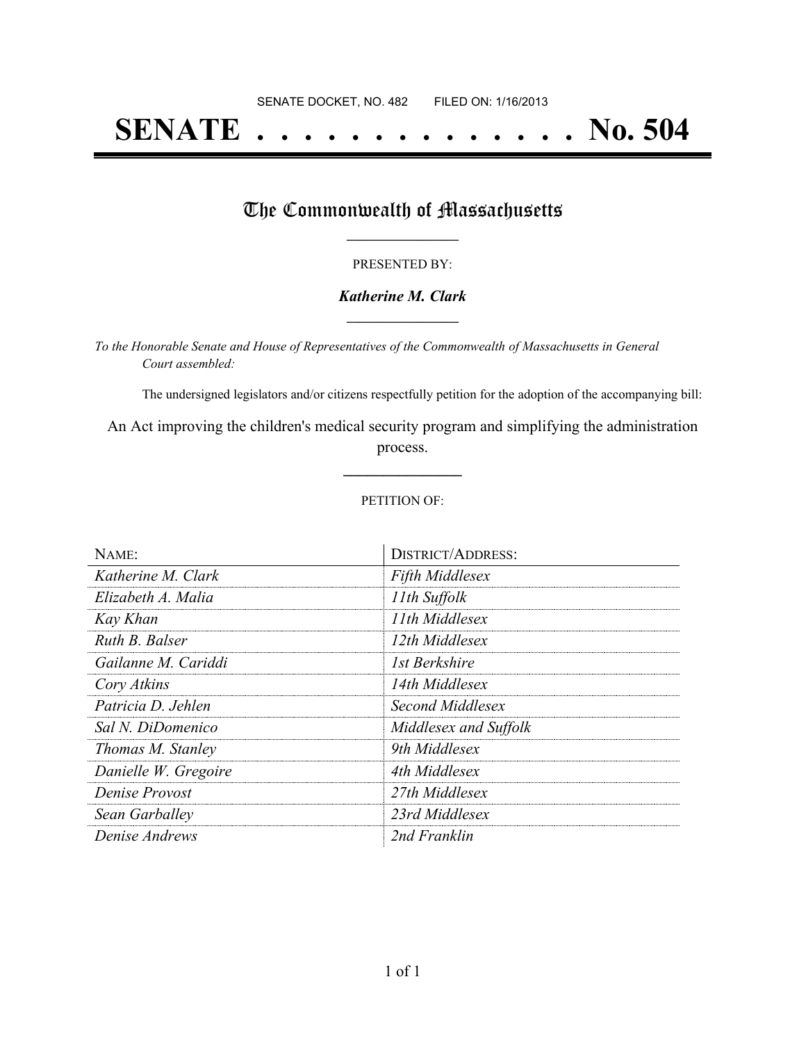SENATE DOCKET, NO. 482        FILED ON: 1/16/2013

# SENATE . . . . . . . . . . . . . . . No. 504

## The Commonwealth of Massachusetts

PRESENTED BY:

***Katherine M. Clark***

*To the Honorable Senate and House of Representatives of the Commonwealth of Massachusetts in General Court assembled:*

The undersigned legislators and/or citizens respectfully petition for the adoption of the accompanying bill:

An Act improving the children's medical security program and simplifying the administration process.

PETITION OF:

| NAME: | DISTRICT/ADDRESS: |
|---|---|
| *Katherine M. Clark* | *Fifth Middlesex* |
| *Elizabeth A. Malia* | *11th Suffolk* |
| *Kay Khan* | *11th Middlesex* |
| *Ruth B. Balser* | *12th Middlesex* |
| *Gailanne M. Cariddi* | *1st Berkshire* |
| *Cory Atkins* | *14th Middlesex* |
| *Patricia D. Jehlen* | *Second Middlesex* |
| *Sal N. DiDomenico* | *Middlesex and Suffolk* |
| *Thomas M. Stanley* | *9th Middlesex* |
| *Danielle W. Gregoire* | *4th Middlesex* |
| *Denise Provost* | *27th Middlesex* |
| *Sean Garballey* | *23rd Middlesex* |
| *Denise Andrews* | *2nd Franklin* |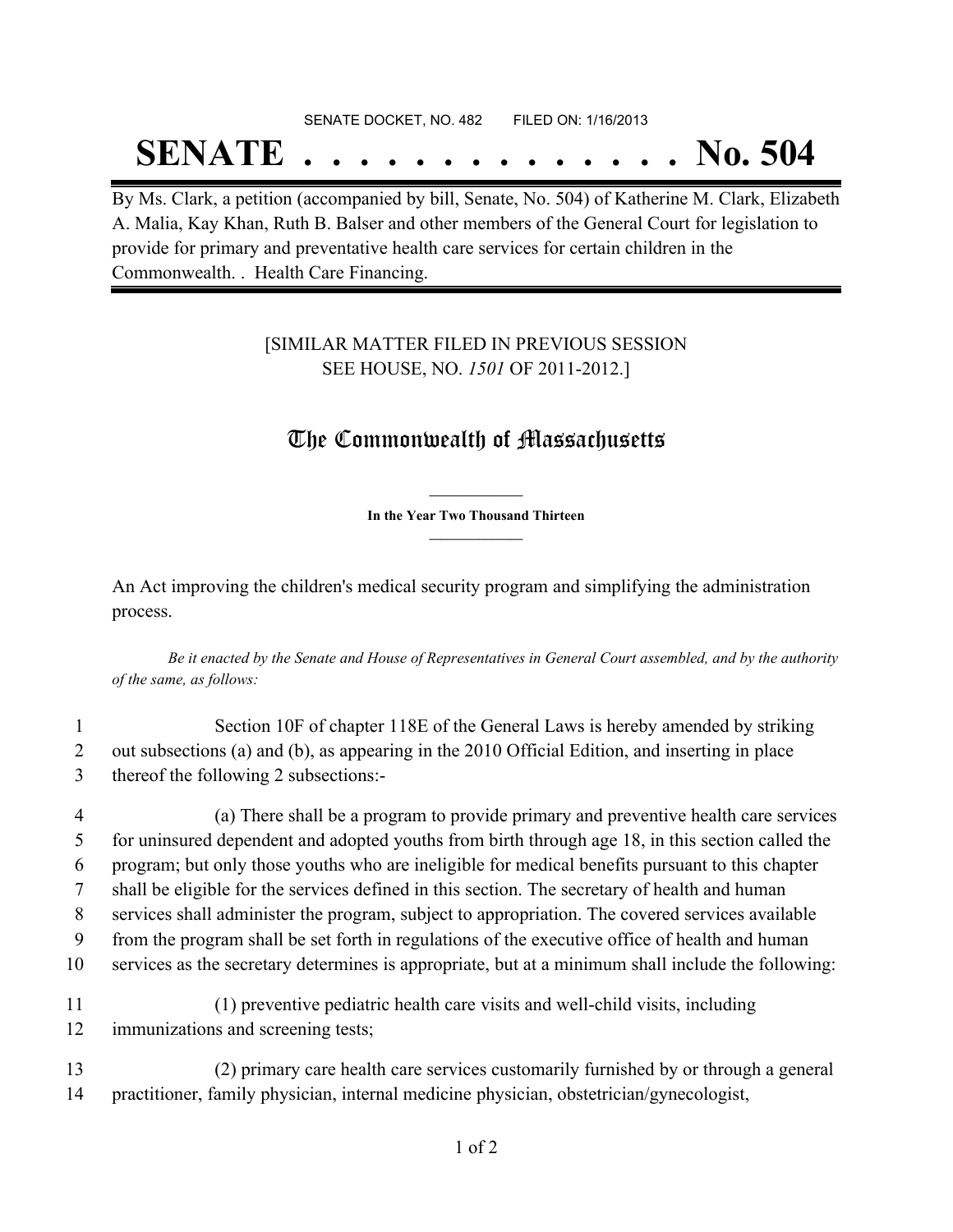SENATE DOCKET, NO. 482        FILED ON: 1/16/2013

# SENATE . . . . . . . . . . . . . . No. 504

By Ms. Clark, a petition (accompanied by bill, Senate, No. 504) of Katherine M. Clark, Elizabeth A. Malia, Kay Khan, Ruth B. Balser and other members of the General Court for legislation to provide for primary and preventative health care services for certain children in the Commonwealth. .  Health Care Financing.

[SIMILAR MATTER FILED IN PREVIOUS SESSION
SEE HOUSE, NO. *1501* OF 2011-2012.]

## The Commonwealth of Massachusetts

**In the Year Two Thousand Thirteen**

An Act improving the children's medical security program and simplifying the administration process.

*Be it enacted by the Senate and House of Representatives in General Court assembled, and by the authority of the same, as follows:*

1 Section 10F of chapter 118E of the General Laws is hereby amended by striking
2 out subsections (a) and (b), as appearing in the 2010 Official Edition, and inserting in place
3 thereof the following 2 subsections:-

4 (a) There shall be a program to provide primary and preventive health care services
5 for uninsured dependent and adopted youths from birth through age 18, in this section called the
6 program; but only those youths who are ineligible for medical benefits pursuant to this chapter
7 shall be eligible for the services defined in this section. The secretary of health and human
8 services shall administer the program, subject to appropriation. The covered services available
9 from the program shall be set forth in regulations of the executive office of health and human
10 services as the secretary determines is appropriate, but at a minimum shall include the following:

11 (1) preventive pediatric health care visits and well-child visits, including
12 immunizations and screening tests;

13 (2) primary care health care services customarily furnished by or through a general
14 practitioner, family physician, internal medicine physician, obstetrician/gynecologist,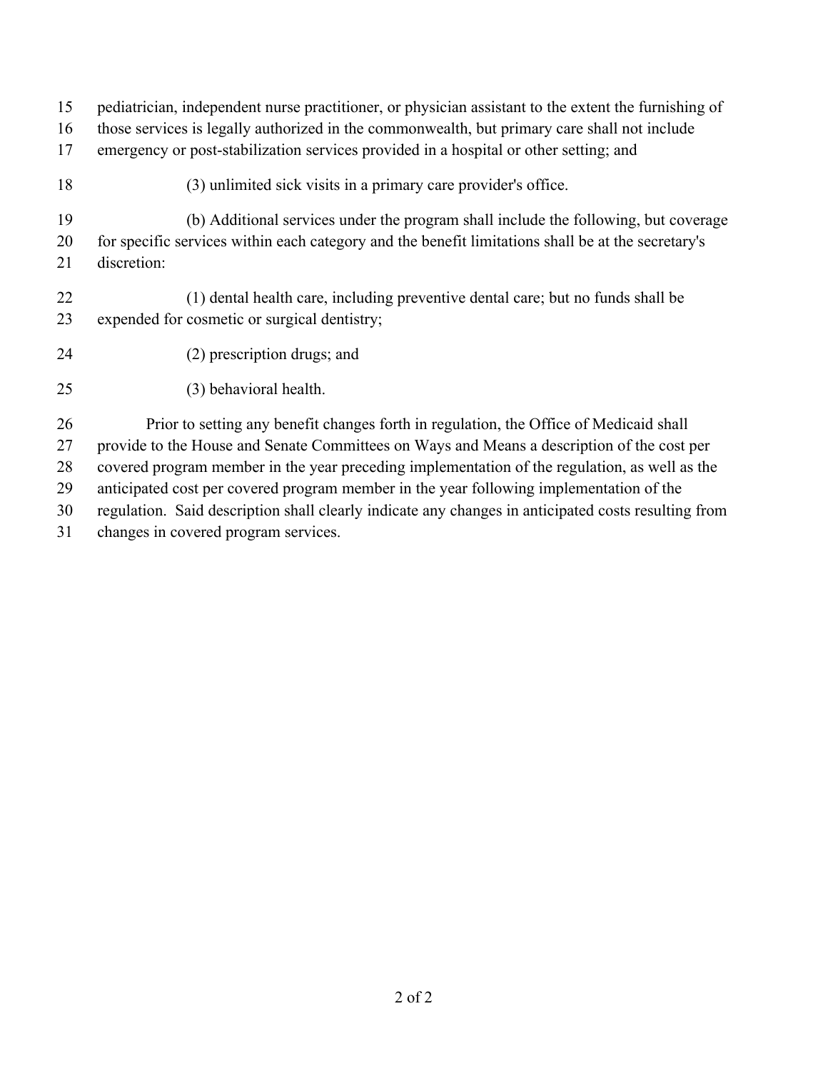pediatrician, independent nurse practitioner, or physician assistant to the extent the furnishing of those services is legally authorized in the commonwealth, but primary care shall not include emergency or post-stabilization services provided in a hospital or other setting; and

(3) unlimited sick visits in a primary care provider's office.

(b) Additional services under the program shall include the following, but coverage for specific services within each category and the benefit limitations shall be at the secretary's discretion:

(1) dental health care, including preventive dental care; but no funds shall be expended for cosmetic or surgical dentistry;

(2) prescription drugs; and

(3) behavioral health.

Prior to setting any benefit changes forth in regulation, the Office of Medicaid shall provide to the House and Senate Committees on Ways and Means a description of the cost per covered program member in the year preceding implementation of the regulation, as well as the anticipated cost per covered program member in the year following implementation of the regulation. Said description shall clearly indicate any changes in anticipated costs resulting from changes in covered program services.